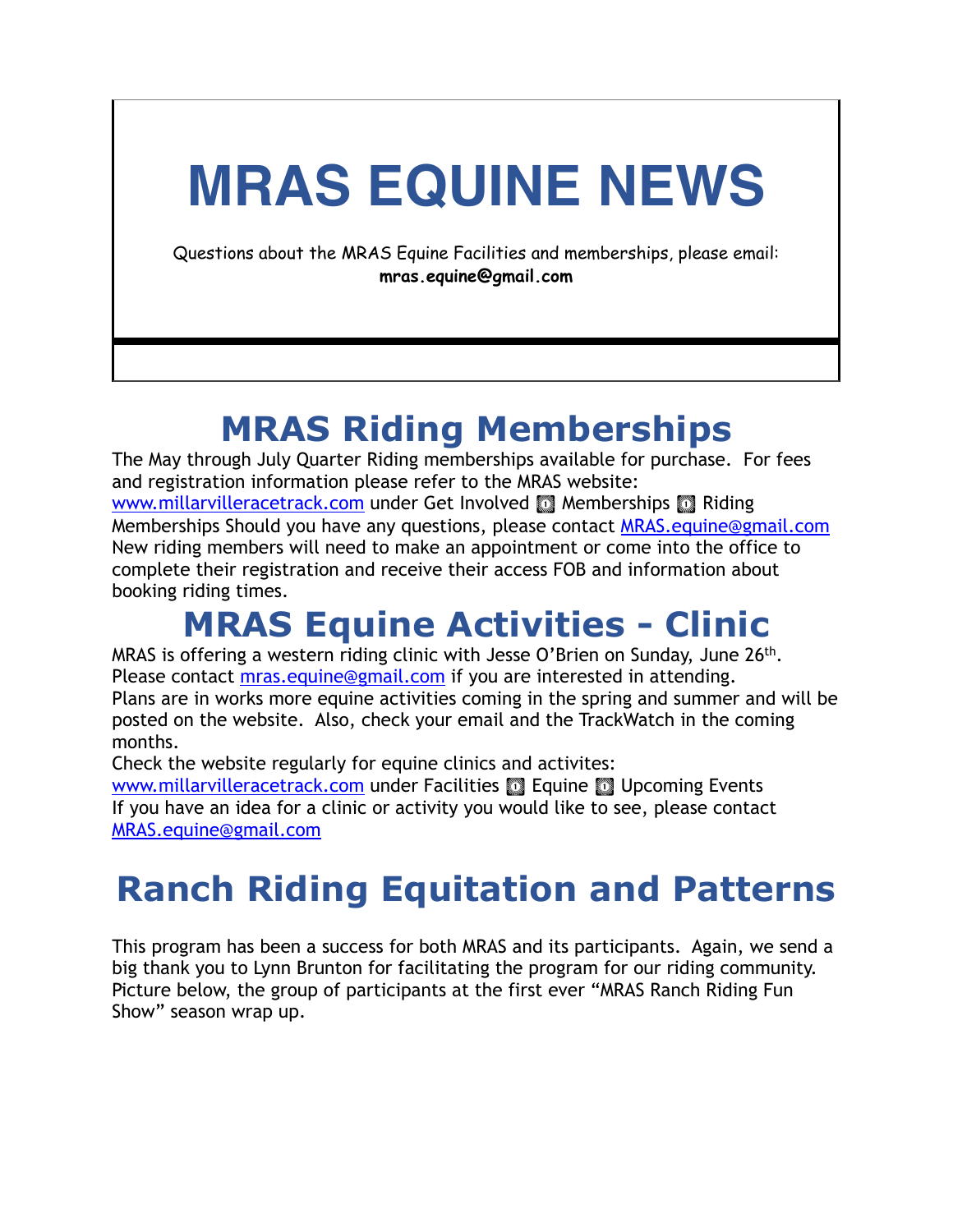# MRAS EQUINE NEWS

Questions about the MRAS Equine Facilities and memberships, please email:
**mras.equine@gmail.com**

## MRAS Riding Memberships

The May through July Quarter Riding memberships available for purchase. For fees and registration information please refer to the MRAS website: www.millarvilleracetrack.com under Get Involved ➔ Memberships ➔ Riding Memberships Should you have any questions, please contact MRAS.equine@gmail.com New riding members will need to make an appointment or come into the office to complete their registration and receive their access FOB and information about booking riding times.

## MRAS Equine Activities - Clinic

MRAS is offering a western riding clinic with Jesse O'Brien on Sunday, June 26th. Please contact mras.equine@gmail.com if you are interested in attending.
Plans are in works more equine activities coming in the spring and summer and will be posted on the website. Also, check your email and the TrackWatch in the coming months.
Check the website regularly for equine clinics and activites: www.millarvilleracetrack.com under Facilities ➔ Equine ➔ Upcoming Events
If you have an idea for a clinic or activity you would like to see, please contact MRAS.equine@gmail.com

## Ranch Riding Equitation and Patterns

This program has been a success for both MRAS and its participants. Again, we send a big thank you to Lynn Brunton for facilitating the program for our riding community. Picture below, the group of participants at the first ever "MRAS Ranch Riding Fun Show" season wrap up.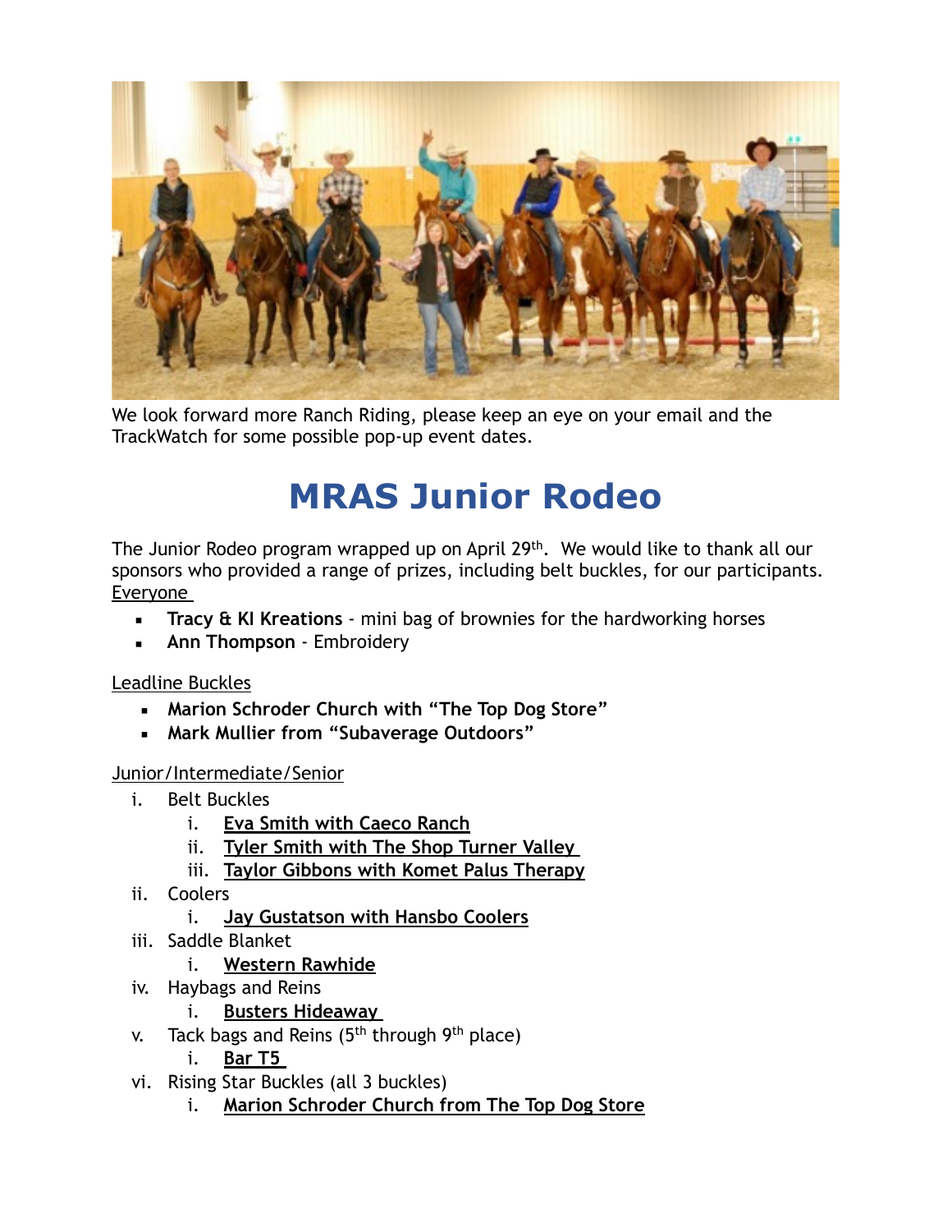We look forward more Ranch Riding, please keep an eye on your email and the TrackWatch for some possible pop-up event dates.

# MRAS Junior Rodeo

The Junior Rodeo program wrapped up on April 29th. We would like to thank all our sponsors who provided a range of prizes, including belt buckles, for our participants.

Everyone

- **Tracy & KI Kreations** - mini bag of brownies for the hardworking horses
- **Ann Thompson** - Embroidery

Leadline Buckles

- **Marion Schroder Church with "The Top Dog Store"**
- **Mark Mullier from "Subaverage Outdoors"**

Junior/Intermediate/Senior

i. Belt Buckles
   i. **Eva Smith with Caeco Ranch**
   ii. **Tyler Smith with The Shop Turner Valley**
   iii. **Taylor Gibbons with Komet Palus Therapy**

ii. Coolers
   i. **Jay Gustatson with Hansbo Coolers**

iii. Saddle Blanket
   i. **Western Rawhide**

iv. Haybags and Reins
   i. **Busters Hideaway**

v. Tack bags and Reins (5th through 9th place)
   i. **Bar T5**

vi. Rising Star Buckles (all 3 buckles)
   i. **Marion Schroder Church from The Top Dog Store**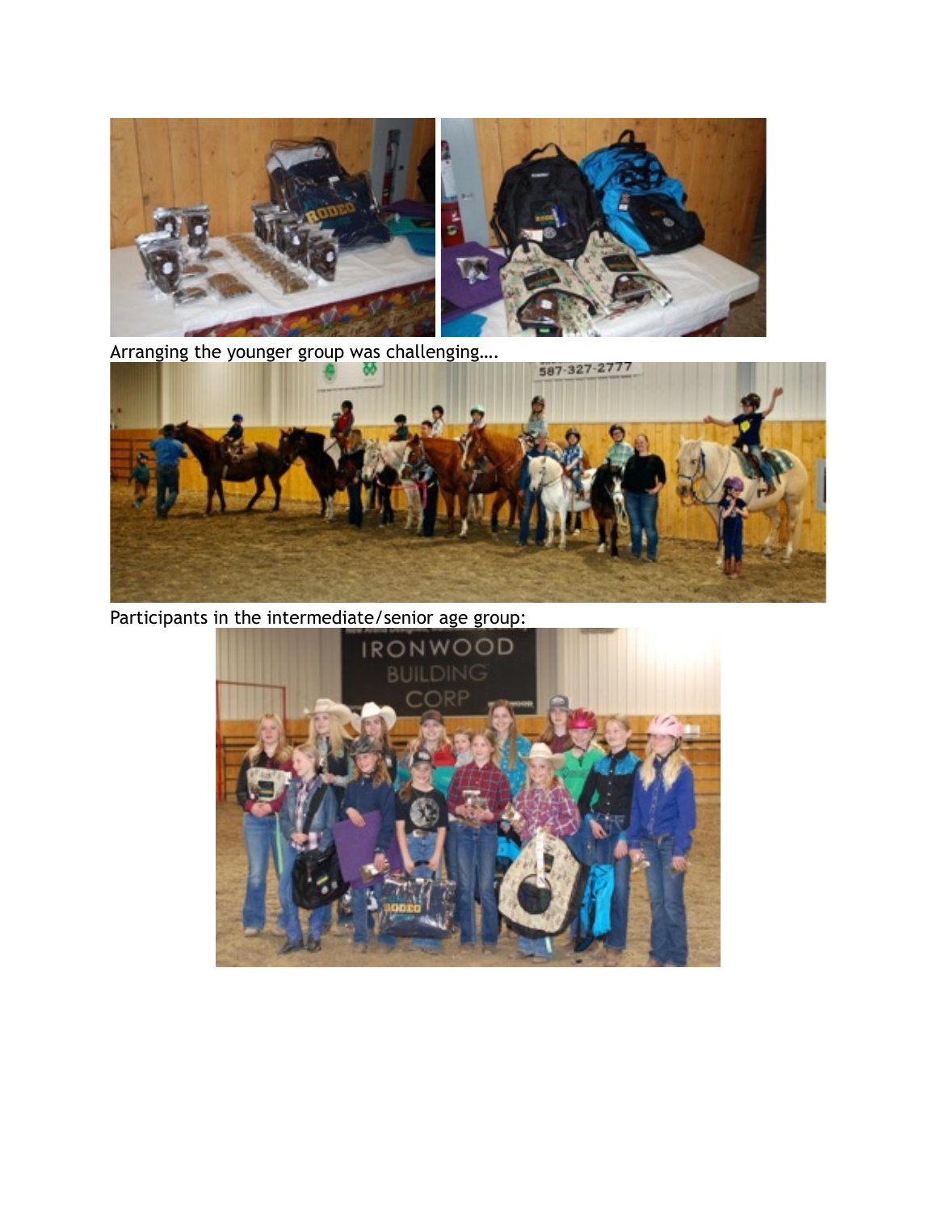Arranging the younger group was challenging….

Participants in the intermediate/senior age group: